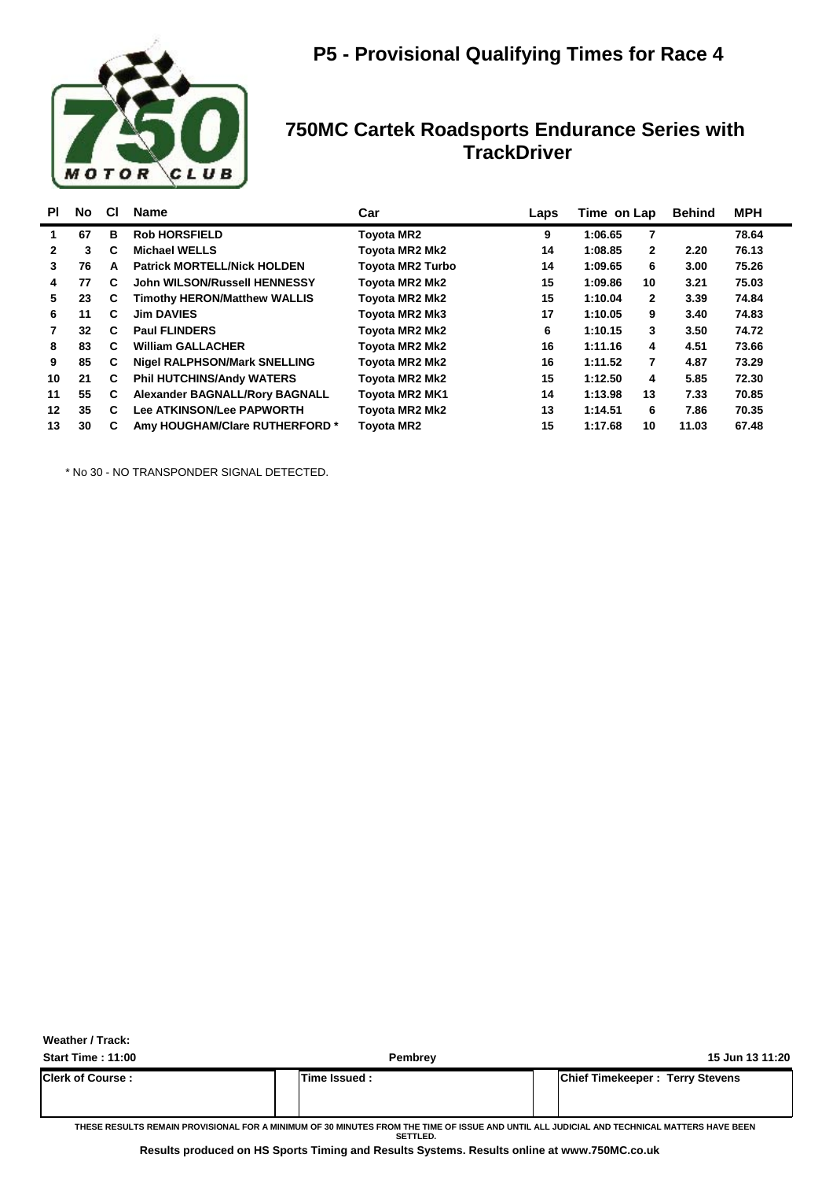# P5 - Provisional Qualifying Times for Race 4

## 750MC Cartek Roadsports Endurance Series with TrackDriver

| Pl | No | Cl | Name | Car | Laps | Time | on Lap | Behind | MPH |
|---|---|---|---|---|---|---|---|---|---|
| 1 | 67 | B | Rob HORSFIELD | Toyota MR2 | 9 | 1:06.65 | 7 | | 78.64 |
| 2 | 3 | C | Michael WELLS | Toyota MR2 Mk2 | 14 | 1:08.85 | 2 | 2.20 | 76.13 |
| 3 | 76 | A | Patrick MORTELL/Nick HOLDEN | Toyota MR2 Turbo | 14 | 1:09.65 | 6 | 3.00 | 75.26 |
| 4 | 77 | C | John WILSON/Russell HENNESSY | Toyota MR2 Mk2 | 15 | 1:09.86 | 10 | 3.21 | 75.03 |
| 5 | 23 | C | Timothy HERON/Matthew WALLIS | Toyota MR2 Mk2 | 15 | 1:10.04 | 2 | 3.39 | 74.84 |
| 6 | 11 | C | Jim DAVIES | Toyota MR2 Mk3 | 17 | 1:10.05 | 9 | 3.40 | 74.83 |
| 7 | 32 | C | Paul FLINDERS | Toyota MR2 Mk2 | 6 | 1:10.15 | 3 | 3.50 | 74.72 |
| 8 | 83 | C | William GALLACHER | Toyota MR2 Mk2 | 16 | 1:11.16 | 4 | 4.51 | 73.66 |
| 9 | 85 | C | Nigel RALPHSON/Mark SNELLING | Toyota MR2 Mk2 | 16 | 1:11.52 | 7 | 4.87 | 73.29 |
| 10 | 21 | C | Phil HUTCHINS/Andy WATERS | Toyota MR2 Mk2 | 15 | 1:12.50 | 4 | 5.85 | 72.30 |
| 11 | 55 | C | Alexander BAGNALL/Rory BAGNALL | Toyota MR2 MK1 | 14 | 1:13.98 | 13 | 7.33 | 70.85 |
| 12 | 35 | C | Lee ATKINSON/Lee PAPWORTH | Toyota MR2 Mk2 | 13 | 1:14.51 | 6 | 7.86 | 70.35 |
| 13 | 30 | C | Amy HOUGHAM/Clare RUTHERFORD * | Toyota MR2 | 15 | 1:17.68 | 10 | 11.03 | 67.48 |

* No 30 - NO TRANSPONDER SIGNAL DETECTED.

**Weather / Track:**

**Start Time : 11:00** | **Pembrey** | **15 Jun 13 11:20**

| Clerk of Course : | Time Issued : | Chief Timekeeper : Terry Stevens |
|---|---|---|

THESE RESULTS REMAIN PROVISIONAL FOR A MINIMUM OF 30 MINUTES FROM THE TIME OF ISSUE AND UNTIL ALL JUDICIAL AND TECHNICAL MATTERS HAVE BEEN SETTLED.

**Results produced on HS Sports Timing and Results Systems. Results online at www.750MC.co.uk**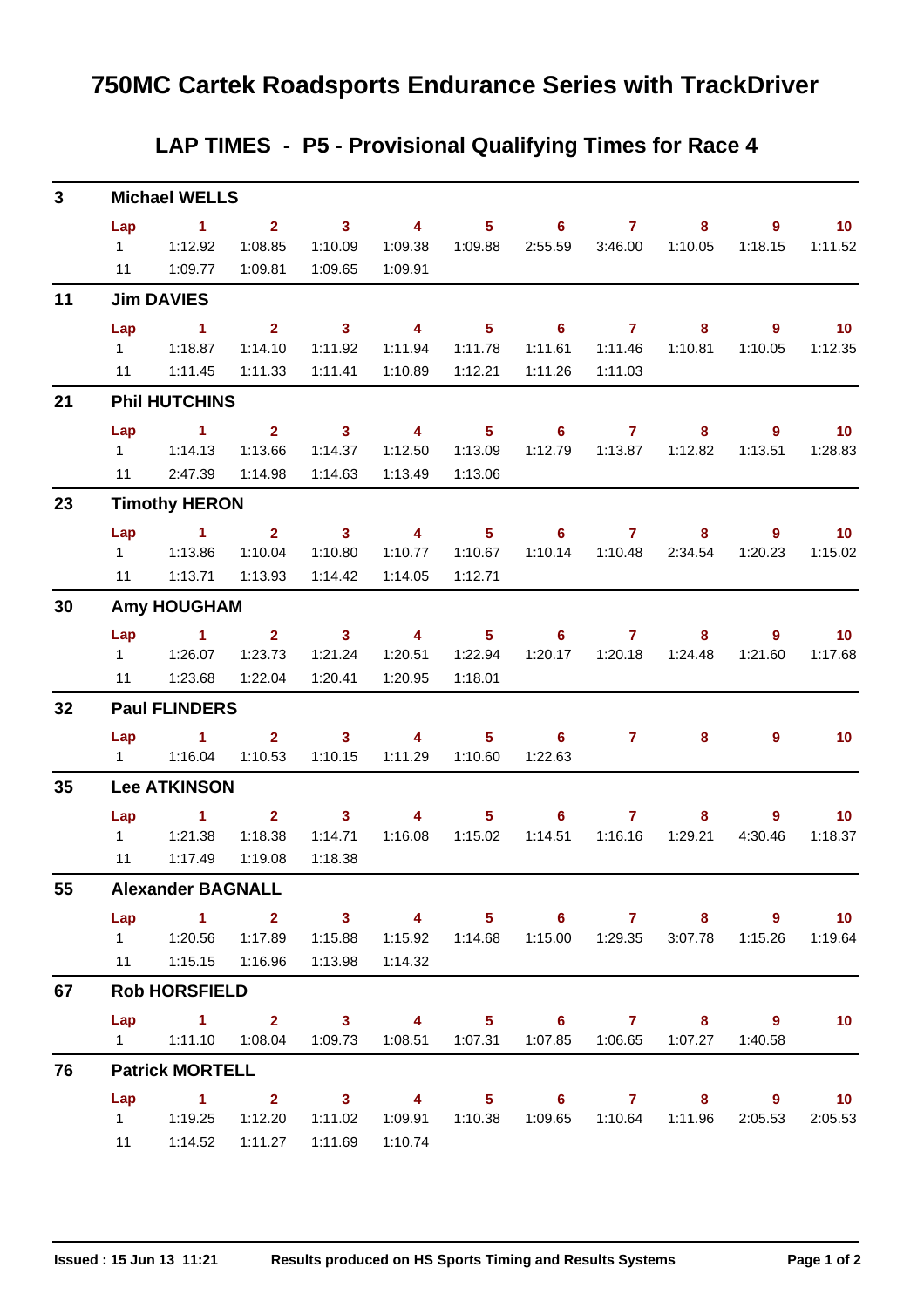# 750MC Cartek Roadsports Endurance Series with TrackDriver

## LAP TIMES - P5 - Provisional Qualifying Times for Race 4

### 3 Michael WELLS

| Lap | 1 | 2 | 3 | 4 | 5 | 6 | 7 | 8 | 9 | 10 |
|---|---|---|---|---|---|---|---|---|---|---|
| 1 | 1:12.92 | 1:08.85 | 1:10.09 | 1:09.38 | 1:09.88 | 2:55.59 | 3:46.00 | 1:10.05 | 1:18.15 | 1:11.52 |
| 11 | 1:09.77 | 1:09.81 | 1:09.65 | 1:09.91 | | | | | | |

### 11 Jim DAVIES

| Lap | 1 | 2 | 3 | 4 | 5 | 6 | 7 | 8 | 9 | 10 |
|---|---|---|---|---|---|---|---|---|---|---|
| 1 | 1:18.87 | 1:14.10 | 1:11.92 | 1:11.94 | 1:11.78 | 1:11.61 | 1:11.46 | 1:10.81 | 1:10.05 | 1:12.35 |
| 11 | 1:11.45 | 1:11.33 | 1:11.41 | 1:10.89 | 1:12.21 | 1:11.26 | 1:11.03 | | | |

### 21 Phil HUTCHINS

| Lap | 1 | 2 | 3 | 4 | 5 | 6 | 7 | 8 | 9 | 10 |
|---|---|---|---|---|---|---|---|---|---|---|
| 1 | 1:14.13 | 1:13.66 | 1:14.37 | 1:12.50 | 1:13.09 | 1:12.79 | 1:13.87 | 1:12.82 | 1:13.51 | 1:28.83 |
| 11 | 2:47.39 | 1:14.98 | 1:14.63 | 1:13.49 | 1:13.06 | | | | | |

### 23 Timothy HERON

| Lap | 1 | 2 | 3 | 4 | 5 | 6 | 7 | 8 | 9 | 10 |
|---|---|---|---|---|---|---|---|---|---|---|
| 1 | 1:13.86 | 1:10.04 | 1:10.80 | 1:10.77 | 1:10.67 | 1:10.14 | 1:10.48 | 2:34.54 | 1:20.23 | 1:15.02 |
| 11 | 1:13.71 | 1:13.93 | 1:14.42 | 1:14.05 | 1:12.71 | | | | | |

### 30 Amy HOUGHAM

| Lap | 1 | 2 | 3 | 4 | 5 | 6 | 7 | 8 | 9 | 10 |
|---|---|---|---|---|---|---|---|---|---|---|
| 1 | 1:26.07 | 1:23.73 | 1:21.24 | 1:20.51 | 1:22.94 | 1:20.17 | 1:20.18 | 1:24.48 | 1:21.60 | 1:17.68 |
| 11 | 1:23.68 | 1:22.04 | 1:20.41 | 1:20.95 | 1:18.01 | | | | | |

### 32 Paul FLINDERS

| Lap | 1 | 2 | 3 | 4 | 5 | 6 | 7 | 8 | 9 | 10 |
|---|---|---|---|---|---|---|---|---|---|---|
| 1 | 1:16.04 | 1:10.53 | 1:10.15 | 1:11.29 | 1:10.60 | 1:22.63 | | | | |

### 35 Lee ATKINSON

| Lap | 1 | 2 | 3 | 4 | 5 | 6 | 7 | 8 | 9 | 10 |
|---|---|---|---|---|---|---|---|---|---|---|
| 1 | 1:21.38 | 1:18.38 | 1:14.71 | 1:16.08 | 1:15.02 | 1:14.51 | 1:16.16 | 1:29.21 | 4:30.46 | 1:18.37 |
| 11 | 1:17.49 | 1:19.08 | 1:18.38 | | | | | | | |

### 55 Alexander BAGNALL

| Lap | 1 | 2 | 3 | 4 | 5 | 6 | 7 | 8 | 9 | 10 |
|---|---|---|---|---|---|---|---|---|---|---|
| 1 | 1:20.56 | 1:17.89 | 1:15.88 | 1:15.92 | 1:14.68 | 1:15.00 | 1:29.35 | 3:07.78 | 1:15.26 | 1:19.64 |
| 11 | 1:15.15 | 1:16.96 | 1:13.98 | 1:14.32 | | | | | | |

### 67 Rob HORSFIELD

| Lap | 1 | 2 | 3 | 4 | 5 | 6 | 7 | 8 | 9 | 10 |
|---|---|---|---|---|---|---|---|---|---|---|
| 1 | 1:11.10 | 1:08.04 | 1:09.73 | 1:08.51 | 1:07.31 | 1:07.85 | 1:06.65 | 1:07.27 | 1:40.58 | |

### 76 Patrick MORTELL

| Lap | 1 | 2 | 3 | 4 | 5 | 6 | 7 | 8 | 9 | 10 |
|---|---|---|---|---|---|---|---|---|---|---|
| 1 | 1:19.25 | 1:12.20 | 1:11.02 | 1:09.91 | 1:10.38 | 1:09.65 | 1:10.64 | 1:11.96 | 2:05.53 | 2:05.53 |
| 11 | 1:14.52 | 1:11.27 | 1:11.69 | 1:10.74 | | | | | | |

Issued : 15 Jun 13 11:21 — Results produced on HS Sports Timing and Results Systems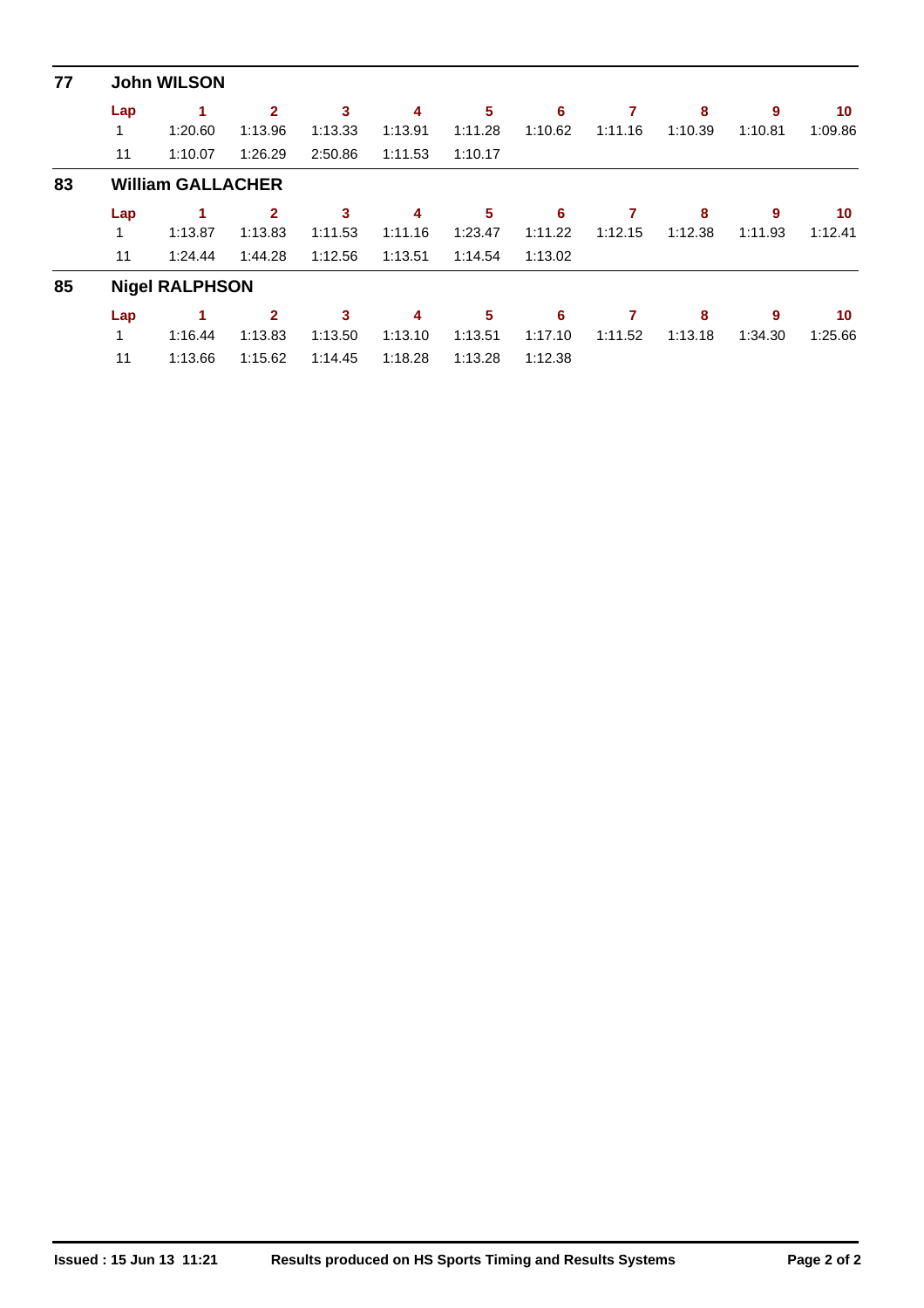## 77 John WILSON

| Lap | 1 | 2 | 3 | 4 | 5 | 6 | 7 | 8 | 9 | 10 |
|---|---|---|---|---|---|---|---|---|---|---|
| 1 | 1:20.60 | 1:13.96 | 1:13.33 | 1:13.91 | 1:11.28 | 1:10.62 | 1:11.16 | 1:10.39 | 1:10.81 | 1:09.86 |
| 11 | 1:10.07 | 1:26.29 | 2:50.86 | 1:11.53 | 1:10.17 | | | | | |

## 83 William GALLACHER

| Lap | 1 | 2 | 3 | 4 | 5 | 6 | 7 | 8 | 9 | 10 |
|---|---|---|---|---|---|---|---|---|---|---|
| 1 | 1:13.87 | 1:13.83 | 1:11.53 | 1:11.16 | 1:23.47 | 1:11.22 | 1:12.15 | 1:12.38 | 1:11.93 | 1:12.41 |
| 11 | 1:24.44 | 1:44.28 | 1:12.56 | 1:13.51 | 1:14.54 | 1:13.02 | | | | |

## 85 Nigel RALPHSON

| Lap | 1 | 2 | 3 | 4 | 5 | 6 | 7 | 8 | 9 | 10 |
|---|---|---|---|---|---|---|---|---|---|---|
| 1 | 1:16.44 | 1:13.83 | 1:13.50 | 1:13.10 | 1:13.51 | 1:17.10 | 1:11.52 | 1:13.18 | 1:34.30 | 1:25.66 |
| 11 | 1:13.66 | 1:15.62 | 1:14.45 | 1:18.28 | 1:13.28 | 1:12.38 | | | | |

**Issued : 15 Jun 13 11:21** **Results produced on HS Sports Timing and Results Systems**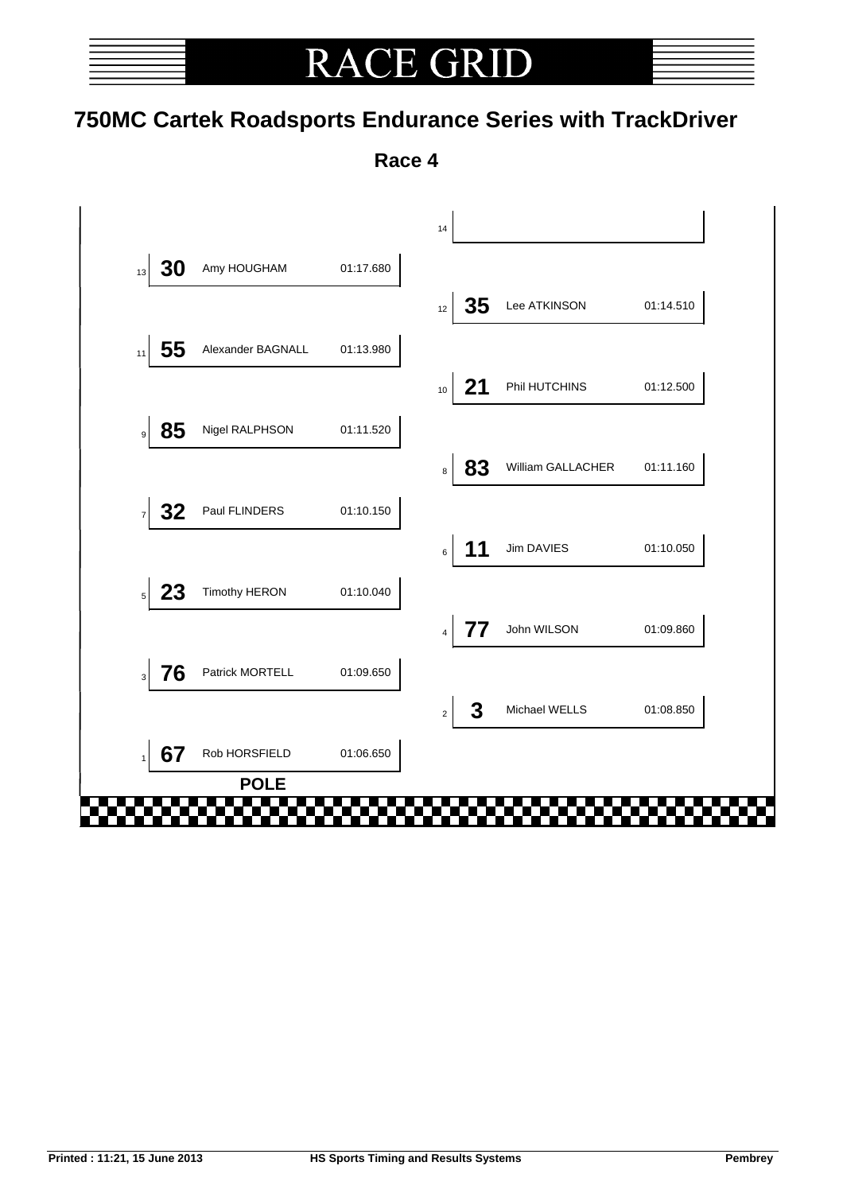# RACE GRID

## 750MC Cartek Roadsports Endurance Series with TrackDriver

### Race 4

| Pos | No. | Driver | Time |
|---|---|---|---|
| 14 | | | |
| 13 | 30 | Amy HOUGHAM | 01:17.680 |
| 12 | 35 | Lee ATKINSON | 01:14.510 |
| 11 | 55 | Alexander BAGNALL | 01:13.980 |
| 10 | 21 | Phil HUTCHINS | 01:12.500 |
| 9 | 85 | Nigel RALPHSON | 01:11.520 |
| 8 | 83 | William GALLACHER | 01:11.160 |
| 7 | 32 | Paul FLINDERS | 01:10.150 |
| 6 | 11 | Jim DAVIES | 01:10.050 |
| 5 | 23 | Timothy HERON | 01:10.040 |
| 4 | 77 | John WILSON | 01:09.860 |
| 3 | 76 | Patrick MORTELL | 01:09.650 |
| 2 | 3 | Michael WELLS | 01:08.850 |
| 1 | 67 | Rob HORSFIELD | 01:06.650 |

**POLE**

**Printed : 11:21, 15 June 2013** **HS Sports Timing and Results Systems** **Pembrey**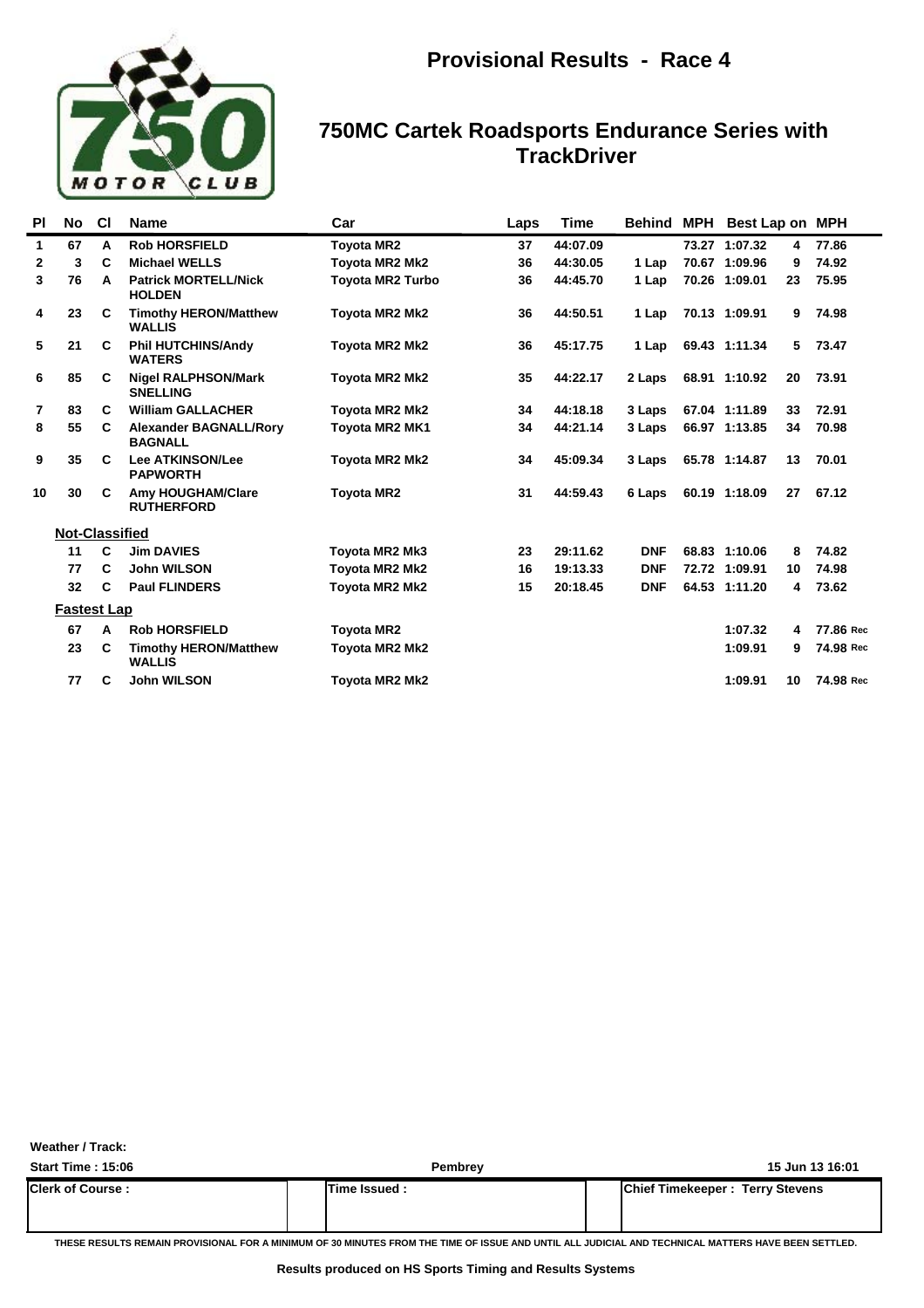# Provisional Results - Race 4

## 750MC Cartek Roadsports Endurance Series with TrackDriver

| Pl | No | Cl | Name | Car | Laps | Time | Behind | MPH | Best Lap | on | MPH |
|---|---|---|---|---|---|---|---|---|---|---|---|
| 1 | 67 | A | Rob HORSFIELD | Toyota MR2 | 37 | 44:07.09 | | 73.27 | 1:07.32 | 4 | 77.86 |
| 2 | 3 | C | Michael WELLS | Toyota MR2 Mk2 | 36 | 44:30.05 | 1 Lap | 70.67 | 1:09.96 | 9 | 74.92 |
| 3 | 76 | A | Patrick MORTELL/Nick HOLDEN | Toyota MR2 Turbo | 36 | 44:45.70 | 1 Lap | 70.26 | 1:09.01 | 23 | 75.95 |
| 4 | 23 | C | Timothy HERON/Matthew WALLIS | Toyota MR2 Mk2 | 36 | 44:50.51 | 1 Lap | 70.13 | 1:09.91 | 9 | 74.98 |
| 5 | 21 | C | Phil HUTCHINS/Andy WATERS | Toyota MR2 Mk2 | 36 | 45:17.75 | 1 Lap | 69.43 | 1:11.34 | 5 | 73.47 |
| 6 | 85 | C | Nigel RALPHSON/Mark SNELLING | Toyota MR2 Mk2 | 35 | 44:22.17 | 2 Laps | 68.91 | 1:10.92 | 20 | 73.91 |
| 7 | 83 | C | William GALLACHER | Toyota MR2 Mk2 | 34 | 44:18.18 | 3 Laps | 67.04 | 1:11.89 | 33 | 72.91 |
| 8 | 55 | C | Alexander BAGNALL/Rory BAGNALL | Toyota MR2 MK1 | 34 | 44:21.14 | 3 Laps | 66.97 | 1:13.85 | 34 | 70.98 |
| 9 | 35 | C | Lee ATKINSON/Lee PAPWORTH | Toyota MR2 Mk2 | 34 | 45:09.34 | 3 Laps | 65.78 | 1:14.87 | 13 | 70.01 |
| 10 | 30 | C | Amy HOUGHAM/Clare RUTHERFORD | Toyota MR2 | 31 | 44:59.43 | 6 Laps | 60.19 | 1:18.09 | 27 | 67.12 |

**Not-Classified**

| No | Cl | Name | Car | Laps | Time | Behind | MPH | Best Lap | on | MPH |
|---|---|---|---|---|---|---|---|---|---|---|
| 11 | C | Jim DAVIES | Toyota MR2 Mk3 | 23 | 29:11.62 | DNF | 68.83 | 1:10.06 | 8 | 74.82 |
| 77 | C | John WILSON | Toyota MR2 Mk2 | 16 | 19:13.33 | DNF | 72.72 | 1:09.91 | 10 | 74.98 |
| 32 | C | Paul FLINDERS | Toyota MR2 Mk2 | 15 | 20:18.45 | DNF | 64.53 | 1:11.20 | 4 | 73.62 |

**Fastest Lap**

| No | Cl | Name | Car | Best Lap | on | MPH |
|---|---|---|---|---|---|---|
| 67 | A | Rob HORSFIELD | Toyota MR2 | 1:07.32 | 4 | 77.86 Rec |
| 23 | C | Timothy HERON/Matthew WALLIS | Toyota MR2 Mk2 | 1:09.91 | 9 | 74.98 Rec |
| 77 | C | John WILSON | Toyota MR2 Mk2 | 1:09.91 | 10 | 74.98 Rec |

Weather / Track:

Start Time : 15:06 — Pembrey — 15 Jun 13 16:01

| Clerk of Course : | Time Issued : | Chief Timekeeper : Terry Stevens |
|---|---|---|

THESE RESULTS REMAIN PROVISIONAL FOR A MINIMUM OF 30 MINUTES FROM THE TIME OF ISSUE AND UNTIL ALL JUDICIAL AND TECHNICAL MATTERS HAVE BEEN SETTLED.

Results produced on HS Sports Timing and Results Systems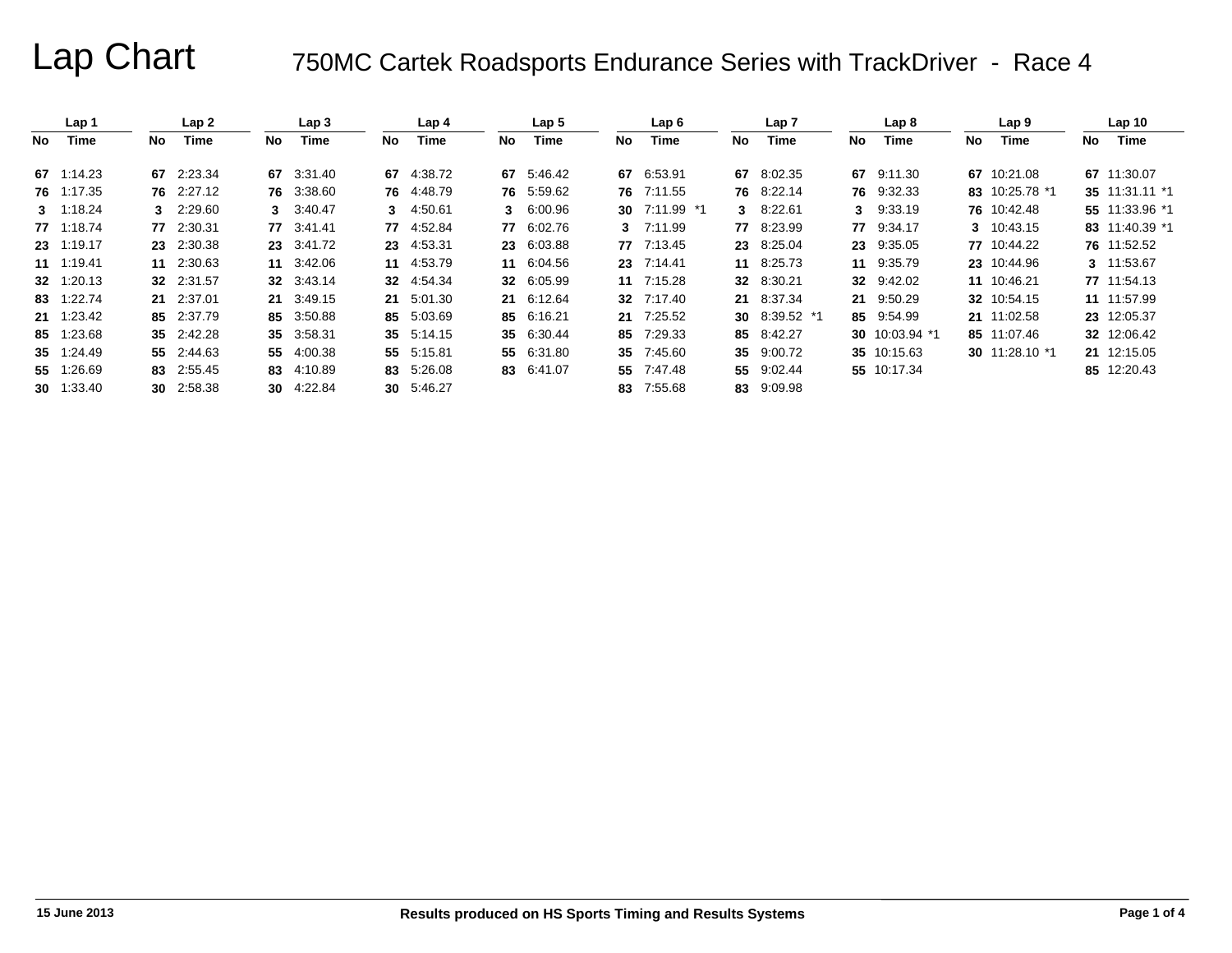# Lap Chart

## 750MC Cartek Roadsports Endurance Series with TrackDriver - Race 4

| Lap 1 | | Lap 2 | | Lap 3 | | Lap 4 | | Lap 5 | | Lap 6 | | Lap 7 | | Lap 8 | | Lap 9 | | Lap 10 | |
|---|---|---|---|---|---|---|---|---|---|---|---|---|---|---|---|---|---|---|---|
| No | Time | No | Time | No | Time | No | Time | No | Time | No | Time | No | Time | No | Time | No | Time | No | Time |
| 67 | 1:14.23 | 67 | 2:23.34 | 67 | 3:31.40 | 67 | 4:38.72 | 67 | 5:46.42 | 67 | 6:53.91 | 67 | 8:02.35 | 67 | 9:11.30 | 67 | 10:21.08 | 67 | 11:30.07 |
| 76 | 1:17.35 | 76 | 2:27.12 | 76 | 3:38.60 | 76 | 4:48.79 | 76 | 5:59.62 | 76 | 7:11.55 | 76 | 8:22.14 | 76 | 9:32.33 | 83 | 10:25.78 *1 | 35 | 11:31.11 *1 |
| 3 | 1:18.24 | 3 | 2:29.60 | 3 | 3:40.47 | 3 | 4:50.61 | 3 | 6:00.96 | 30 | 7:11.99 *1 | 3 | 8:22.61 | 3 | 9:33.19 | 76 | 10:42.48 | 55 | 11:33.96 *1 |
| 77 | 1:18.74 | 77 | 2:30.31 | 77 | 3:41.41 | 77 | 4:52.84 | 77 | 6:02.76 | 3 | 7:11.99 | 77 | 8:23.99 | 77 | 9:34.17 | 3 | 10:43.15 | 83 | 11:40.39 *1 |
| 23 | 1:19.17 | 23 | 2:30.38 | 23 | 3:41.72 | 23 | 4:53.31 | 23 | 6:03.88 | 77 | 7:13.45 | 23 | 8:25.04 | 23 | 9:35.05 | 77 | 10:44.22 | 76 | 11:52.52 |
| 11 | 1:19.41 | 11 | 2:30.63 | 11 | 3:42.06 | 11 | 4:53.79 | 11 | 6:04.56 | 23 | 7:14.41 | 11 | 8:25.73 | 11 | 9:35.79 | 23 | 10:44.96 | 3 | 11:53.67 |
| 32 | 1:20.13 | 32 | 2:31.57 | 32 | 3:43.14 | 32 | 4:54.34 | 32 | 6:05.99 | 11 | 7:15.28 | 32 | 8:30.21 | 32 | 9:42.02 | 11 | 10:46.21 | 77 | 11:54.13 |
| 83 | 1:22.74 | 21 | 2:37.01 | 21 | 3:49.15 | 21 | 5:01.30 | 21 | 6:12.64 | 32 | 7:17.40 | 21 | 8:37.34 | 21 | 9:50.29 | 32 | 10:54.15 | 11 | 11:57.99 |
| 21 | 1:23.42 | 85 | 2:37.79 | 85 | 3:50.88 | 85 | 5:03.69 | 85 | 6:16.21 | 21 | 7:25.52 | 30 | 8:39.52 *1 | 85 | 9:54.99 | 21 | 11:02.58 | 23 | 12:05.37 |
| 85 | 1:23.68 | 35 | 2:42.28 | 35 | 3:58.31 | 35 | 5:14.15 | 35 | 6:30.44 | 85 | 7:29.33 | 85 | 8:42.27 | 30 | 10:03.94 *1 | 85 | 11:07.46 | 32 | 12:06.42 |
| 35 | 1:24.49 | 55 | 2:44.63 | 55 | 4:00.38 | 55 | 5:15.81 | 55 | 6:31.80 | 35 | 7:45.60 | 35 | 9:00.72 | 35 | 10:15.63 | 30 | 11:28.10 *1 | 21 | 12:15.05 |
| 55 | 1:26.69 | 83 | 2:55.45 | 83 | 4:10.89 | 83 | 5:26.08 | 83 | 6:41.07 | 55 | 7:47.48 | 55 | 9:02.44 | 55 | 10:17.34 | | | 85 | 12:20.43 |
| 30 | 1:33.40 | 30 | 2:58.38 | 30 | 4:22.84 | 30 | 5:46.27 | | | 83 | 7:55.68 | 83 | 9:09.98 | | | | | | |

15 June 2013

Results produced on HS Sports Timing and Results Systems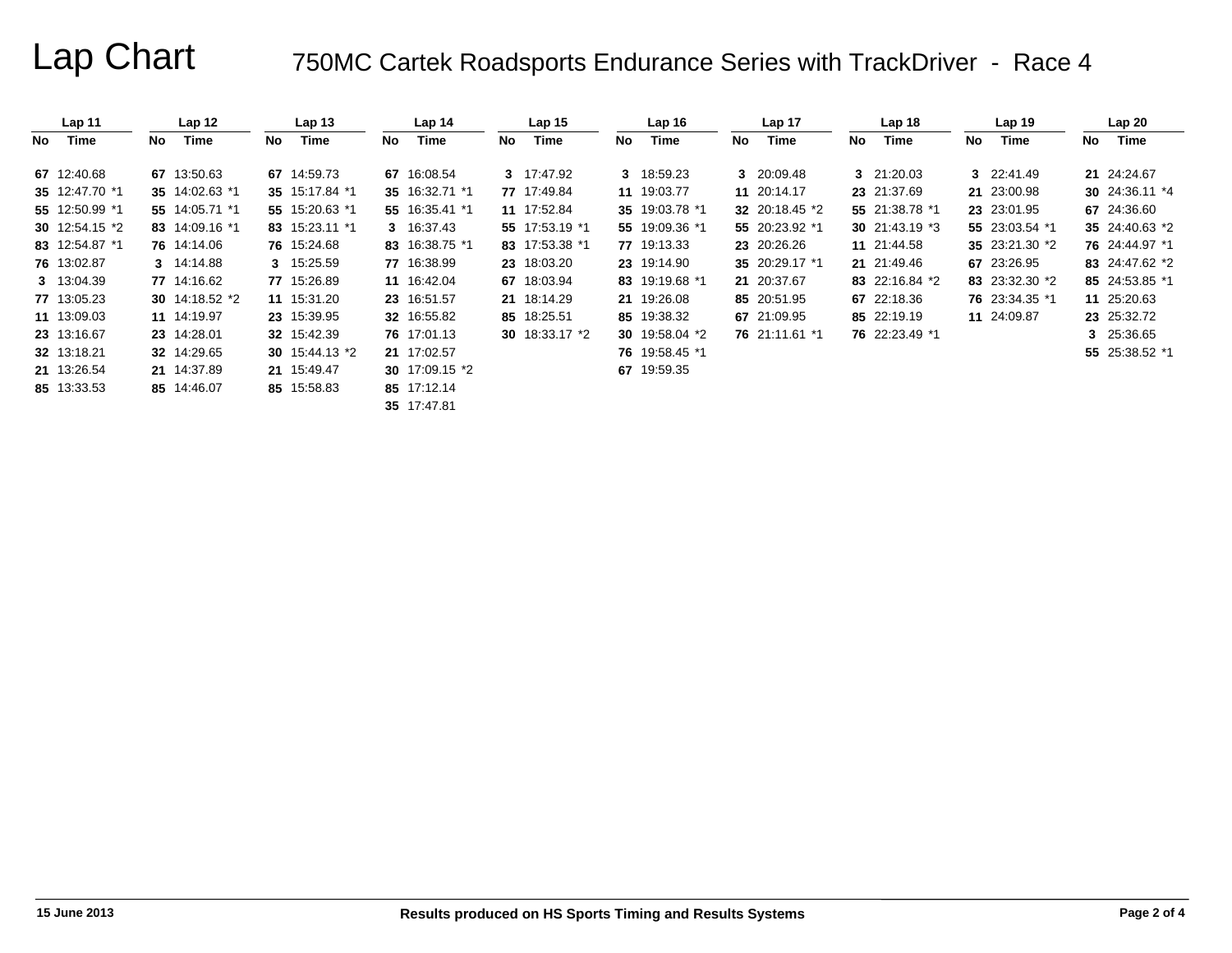# Lap Chart

## 750MC Cartek Roadsports Endurance Series with TrackDriver - Race 4

| Lap 11 | | Lap 12 | | Lap 13 | | Lap 14 | | Lap 15 | | Lap 16 | | Lap 17 | | Lap 18 | | Lap 19 | | Lap 20 | |
|---|---|---|---|---|---|---|---|---|---|---|---|---|---|---|---|---|---|---|---|
| **No** | **Time** | **No** | **Time** | **No** | **Time** | **No** | **Time** | **No** | **Time** | **No** | **Time** | **No** | **Time** | **No** | **Time** | **No** | **Time** | **No** | **Time** |
| **67** | 12:40.68 | **67** | 13:50.63 | **67** | 14:59.73 | **67** | 16:08.54 | **3** | 17:47.92 | **3** | 18:59.23 | **3** | 20:09.48 | **3** | 21:20.03 | **3** | 22:41.49 | **21** | 24:24.67 |
| **35** | 12:47.70 *1 | **35** | 14:02.63 *1 | **35** | 15:17.84 *1 | **35** | 16:32.71 *1 | **77** | 17:49.84 | **11** | 19:03.77 | **11** | 20:14.17 | **23** | 21:37.69 | **21** | 23:00.98 | **30** | 24:36.11 *4 |
| **55** | 12:50.99 *1 | **55** | 14:05.71 *1 | **55** | 15:20.63 *1 | **55** | 16:35.41 *1 | **11** | 17:52.84 | **35** | 19:03.78 *1 | **32** | 20:18.45 *2 | **55** | 21:38.78 *1 | **23** | 23:01.95 | **67** | 24:36.60 |
| **30** | 12:54.15 *2 | **83** | 14:09.16 *1 | **83** | 15:23.11 *1 | **3** | 16:37.43 | **55** | 17:53.19 *1 | **55** | 19:09.36 *1 | **55** | 20:23.92 *1 | **30** | 21:43.19 *3 | **55** | 23:03.54 *1 | **35** | 24:40.63 *2 |
| **83** | 12:54.87 *1 | **76** | 14:14.06 | **76** | 15:24.68 | **83** | 16:38.75 *1 | **83** | 17:53.38 *1 | **77** | 19:13.33 | **23** | 20:26.26 | **11** | 21:44.58 | **35** | 23:21.30 *2 | **76** | 24:44.97 *1 |
| **76** | 13:02.87 | **3** | 14:14.88 | **3** | 15:25.59 | **77** | 16:38.99 | **23** | 18:03.20 | **23** | 19:14.90 | **35** | 20:29.17 *1 | **21** | 21:49.46 | **67** | 23:26.95 | **83** | 24:47.62 *2 |
| **3** | 13:04.39 | **77** | 14:16.62 | **77** | 15:26.89 | **11** | 16:42.04 | **67** | 18:03.94 | **83** | 19:19.68 *1 | **21** | 20:37.67 | **83** | 22:16.84 *2 | **83** | 23:32.30 *2 | **85** | 24:53.85 *1 |
| **77** | 13:05.23 | **30** | 14:18.52 *2 | **11** | 15:31.20 | **23** | 16:51.57 | **21** | 18:14.29 | **21** | 19:26.08 | **85** | 20:51.95 | **67** | 22:18.36 | **76** | 23:34.35 *1 | **11** | 25:20.63 |
| **11** | 13:09.03 | **11** | 14:19.97 | **23** | 15:39.95 | **32** | 16:55.82 | **85** | 18:25.51 | **85** | 19:38.32 | **67** | 21:09.95 | **85** | 22:19.19 | **11** | 24:09.87 | **23** | 25:32.72 |
| **23** | 13:16.67 | **23** | 14:28.01 | **32** | 15:42.39 | **76** | 17:01.13 | **30** | 18:33.17 *2 | **30** | 19:58.04 *2 | **76** | 21:11.61 *1 | **76** | 22:23.49 *1 | | | **3** | 25:36.65 |
| **32** | 13:18.21 | **32** | 14:29.65 | **30** | 15:44.13 *2 | **21** | 17:02.57 | | | **76** | 19:58.45 *1 | | | | | | | **55** | 25:38.52 *1 |
| **21** | 13:26.54 | **21** | 14:37.89 | **21** | 15:49.47 | **30** | 17:09.15 *2 | | | **67** | 19:59.35 | | | | | | | | |
| **85** | 13:33.53 | **85** | 14:46.07 | **85** | 15:58.83 | **85** | 17:12.14 | | | | | | | | | | | | |
| | | | | | | **35** | 17:47.81 | | | | | | | | | | | | |

15 June 2013

Results produced on HS Sports Timing and Results Systems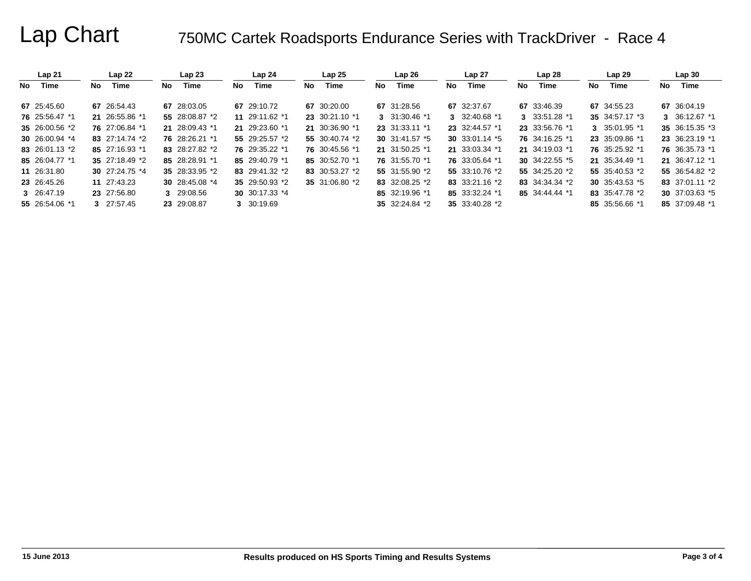# Lap Chart

## 750MC Cartek Roadsports Endurance Series with TrackDriver - Race 4

| Lap 21 | | Lap 22 | | Lap 23 | | Lap 24 | | Lap 25 | | Lap 26 | | Lap 27 | | Lap 28 | | Lap 29 | | Lap 30 | |
|---|---|---|---|---|---|---|---|---|---|---|---|---|---|---|---|---|---|---|---|
| No | Time | No | Time | No | Time | No | Time | No | Time | No | Time | No | Time | No | Time | No | Time | No | Time |
| 67 | 25:45.60 | 67 | 26:54.43 | 67 | 28:03.05 | 67 | 29:10.72 | 67 | 30:20.00 | 67 | 31:28.56 | 67 | 32:37.67 | 67 | 33:46.39 | 67 | 34:55.23 | 67 | 36:04.19 |
| 76 | 25:56.47 *1 | 21 | 26:55.86 *1 | 55 | 28:08.87 *2 | 11 | 29:11.62 *1 | 23 | 30:21.10 *1 | 3 | 31:30.46 *1 | 3 | 32:40.68 *1 | 3 | 33:51.28 *1 | 35 | 34:57.17 *3 | 3 | 36:12.67 *1 |
| 35 | 26:00.56 *2 | 76 | 27:06.84 *1 | 21 | 28:09.43 *1 | 21 | 29:23.60 *1 | 21 | 30:36.90 *1 | 23 | 31:33.11 *1 | 23 | 32:44.57 *1 | 23 | 33:56.76 *1 | 3 | 35:01.95 *1 | 35 | 36:15.35 *3 |
| 30 | 26:00.94 *4 | 83 | 27:14.74 *2 | 76 | 28:26.21 *1 | 55 | 29:25.57 *2 | 55 | 30:40.74 *2 | 30 | 31:41.57 *5 | 30 | 33:01.14 *5 | 76 | 34:16.25 *1 | 23 | 35:09.86 *1 | 23 | 36:23.19 *1 |
| 83 | 26:01.13 *2 | 85 | 27:16.93 *1 | 83 | 28:27.82 *2 | 76 | 29:35.22 *1 | 76 | 30:45.56 *1 | 21 | 31:50.25 *1 | 21 | 33:03.34 *1 | 21 | 34:19.03 *1 | 76 | 35:25.92 *1 | 76 | 36:35.73 *1 |
| 85 | 26:04.77 *1 | 35 | 27:18.49 *2 | 85 | 28:28.91 *1 | 85 | 29:40.79 *1 | 85 | 30:52.70 *1 | 76 | 31:55.70 *1 | 76 | 33:05.64 *1 | 30 | 34:22.55 *5 | 21 | 35:34.49 *1 | 21 | 36:47.12 *1 |
| 11 | 26:31.80 | 30 | 27:24.75 *4 | 35 | 28:33.95 *2 | 83 | 29:41.32 *2 | 83 | 30:53.27 *2 | 55 | 31:55.90 *2 | 55 | 33:10.76 *2 | 55 | 34:25.20 *2 | 55 | 35:40.53 *2 | 55 | 36:54.82 *2 |
| 23 | 26:45.26 | 11 | 27:43.23 | 30 | 28:45.08 *4 | 35 | 29:50.93 *2 | 35 | 31:06.80 *2 | 83 | 32:08.25 *2 | 83 | 33:21.16 *2 | 83 | 34:34.34 *2 | 30 | 35:43.53 *5 | 83 | 37:01.11 *2 |
| 3 | 26:47.19 | 23 | 27:56.80 | 3 | 29:08.56 | 30 | 30:17.33 *4 | | | 85 | 32:19.96 *1 | 85 | 33:32.24 *1 | 85 | 34:44.44 *1 | 83 | 35:47.78 *2 | 30 | 37:03.63 *5 |
| 55 | 26:54.06 *1 | 3 | 27:57.45 | 23 | 29:08.87 | 3 | 30:19.69 | | | 35 | 32:24.84 *2 | 35 | 33:40.28 *2 | | | 85 | 35:56.66 *1 | 85 | 37:09.48 *1 |

15 June 2013

Results produced on HS Sports Timing and Results Systems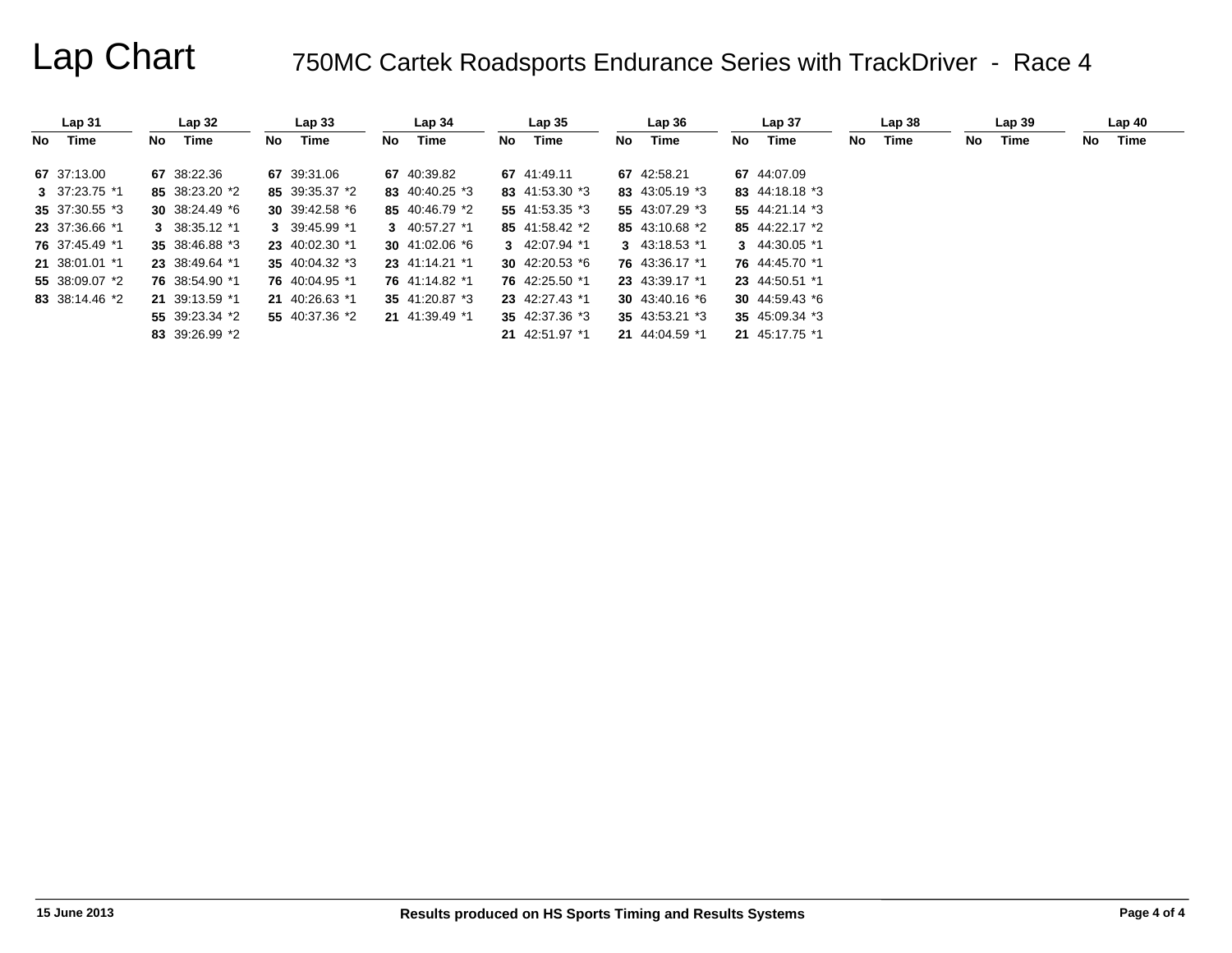# Lap Chart

## 750MC Cartek Roadsports Endurance Series with TrackDriver - Race 4

| Lap 31 | | Lap 32 | | Lap 33 | | Lap 34 | | Lap 35 | | Lap 36 | | Lap 37 | | Lap 38 | | Lap 39 | | Lap 40 | |
|---|---|---|---|---|---|---|---|---|---|---|---|---|---|---|---|---|---|---|---|
| No | Time | No | Time | No | Time | No | Time | No | Time | No | Time | No | Time | No | Time | No | Time | No | Time |
| 67 | 37:13.00 | 67 | 38:22.36 | 67 | 39:31.06 | 67 | 40:39.82 | 67 | 41:49.11 | 67 | 42:58.21 | 67 | 44:07.09 | | | | | | |
| 3 | 37:23.75 *1 | 85 | 38:23.20 *2 | 85 | 39:35.37 *2 | 83 | 40:40.25 *3 | 83 | 41:53.30 *3 | 83 | 43:05.19 *3 | 83 | 44:18.18 *3 | | | | | | |
| 35 | 37:30.55 *3 | 30 | 38:24.49 *6 | 30 | 39:42.58 *6 | 85 | 40:46.79 *2 | 55 | 41:53.35 *3 | 55 | 43:07.29 *3 | 55 | 44:21.14 *3 | | | | | | |
| 23 | 37:36.66 *1 | 3 | 38:35.12 *1 | 3 | 39:45.99 *1 | 3 | 40:57.27 *1 | 85 | 41:58.42 *2 | 85 | 43:10.68 *2 | 85 | 44:22.17 *2 | | | | | | |
| 76 | 37:45.49 *1 | 35 | 38:46.88 *3 | 23 | 40:02.30 *1 | 30 | 41:02.06 *6 | 3 | 42:07.94 *1 | 3 | 43:18.53 *1 | 3 | 44:30.05 *1 | | | | | | |
| 21 | 38:01.01 *1 | 23 | 38:49.64 *1 | 35 | 40:04.32 *3 | 23 | 41:14.21 *1 | 30 | 42:20.53 *6 | 76 | 43:36.17 *1 | 76 | 44:45.70 *1 | | | | | | |
| 55 | 38:09.07 *2 | 76 | 38:54.90 *1 | 76 | 40:04.95 *1 | 76 | 41:14.82 *1 | 76 | 42:25.50 *1 | 23 | 43:39.17 *1 | 23 | 44:50.51 *1 | | | | | | |
| 83 | 38:14.46 *2 | 21 | 39:13.59 *1 | 21 | 40:26.63 *1 | 35 | 41:20.87 *3 | 23 | 42:27.43 *1 | 30 | 43:40.16 *6 | 30 | 44:59.43 *6 | | | | | | |
| | | 55 | 39:23.34 *2 | 55 | 40:37.36 *2 | 21 | 41:39.49 *1 | 35 | 42:37.36 *3 | 35 | 43:53.21 *3 | 35 | 45:09.34 *3 | | | | | | |
| | | 83 | 39:26.99 *2 | | | | | 21 | 42:51.97 *1 | 21 | 44:04.59 *1 | 21 | 45:17.75 *1 | | | | | | |

15 June 2013

Results produced on HS Sports Timing and Results Systems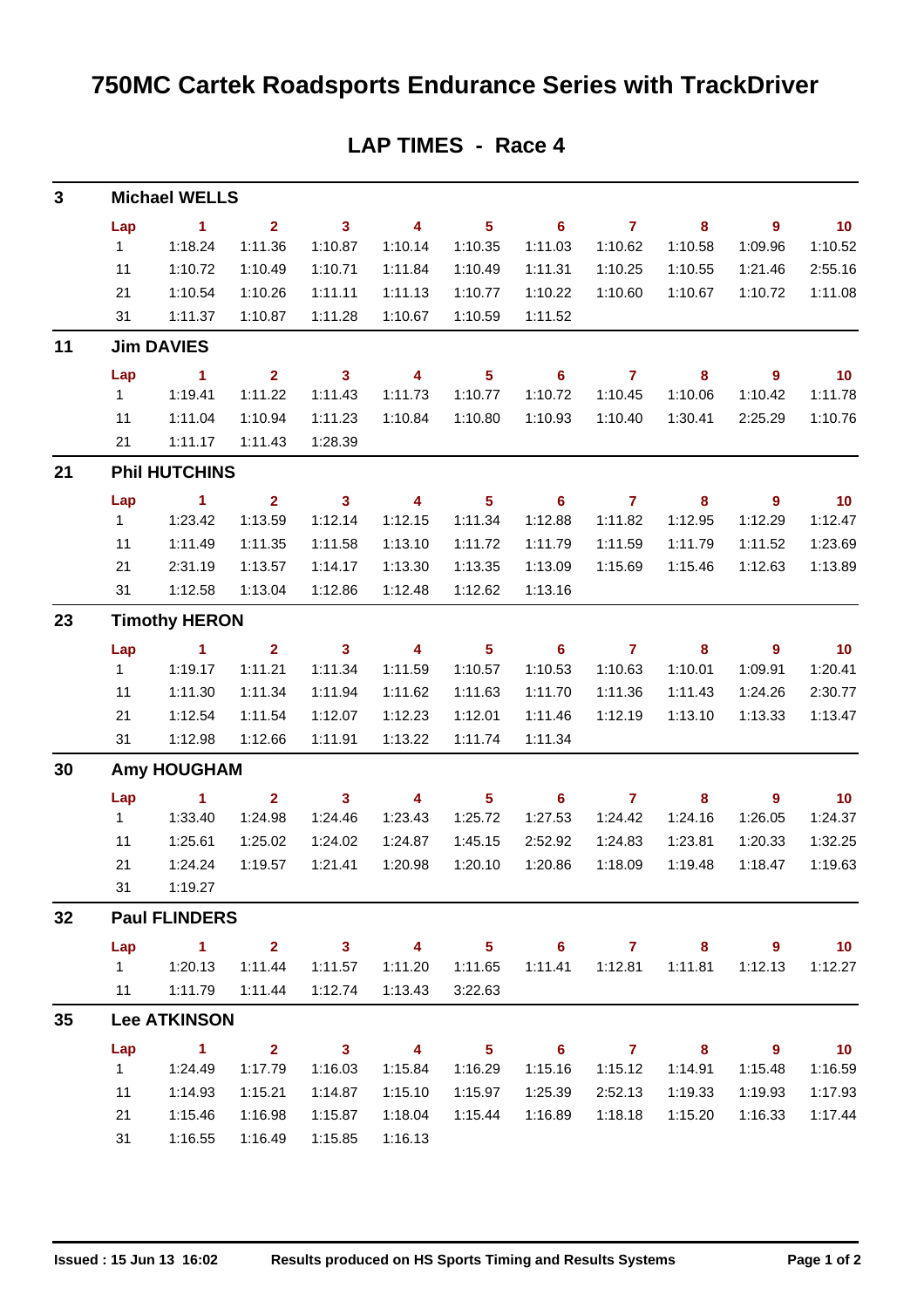# 750MC Cartek Roadsports Endurance Series with TrackDriver

## LAP TIMES - Race 4

### 3 Michael WELLS

| Lap | 1 | 2 | 3 | 4 | 5 | 6 | 7 | 8 | 9 | 10 |
|---|---|---|---|---|---|---|---|---|---|---|
| 1 | 1:18.24 | 1:11.36 | 1:10.87 | 1:10.14 | 1:10.35 | 1:11.03 | 1:10.62 | 1:10.58 | 1:09.96 | 1:10.52 |
| 11 | 1:10.72 | 1:10.49 | 1:10.71 | 1:11.84 | 1:10.49 | 1:11.31 | 1:10.25 | 1:10.55 | 1:21.46 | 2:55.16 |
| 21 | 1:10.54 | 1:10.26 | 1:11.11 | 1:11.13 | 1:10.77 | 1:10.22 | 1:10.60 | 1:10.67 | 1:10.72 | 1:11.08 |
| 31 | 1:11.37 | 1:10.87 | 1:11.28 | 1:10.67 | 1:10.59 | 1:11.52 | | | | |

### 11 Jim DAVIES

| Lap | 1 | 2 | 3 | 4 | 5 | 6 | 7 | 8 | 9 | 10 |
|---|---|---|---|---|---|---|---|---|---|---|
| 1 | 1:19.41 | 1:11.22 | 1:11.43 | 1:11.73 | 1:10.77 | 1:10.72 | 1:10.45 | 1:10.06 | 1:10.42 | 1:11.78 |
| 11 | 1:11.04 | 1:10.94 | 1:11.23 | 1:10.84 | 1:10.80 | 1:10.93 | 1:10.40 | 1:30.41 | 2:25.29 | 1:10.76 |
| 21 | 1:11.17 | 1:11.43 | 1:28.39 | | | | | | | |

### 21 Phil HUTCHINS

| Lap | 1 | 2 | 3 | 4 | 5 | 6 | 7 | 8 | 9 | 10 |
|---|---|---|---|---|---|---|---|---|---|---|
| 1 | 1:23.42 | 1:13.59 | 1:12.14 | 1:12.15 | 1:11.34 | 1:12.88 | 1:11.82 | 1:12.95 | 1:12.29 | 1:12.47 |
| 11 | 1:11.49 | 1:11.35 | 1:11.58 | 1:13.10 | 1:11.72 | 1:11.79 | 1:11.59 | 1:11.79 | 1:11.52 | 1:23.69 |
| 21 | 2:31.19 | 1:13.57 | 1:14.17 | 1:13.30 | 1:13.35 | 1:13.09 | 1:15.69 | 1:15.46 | 1:12.63 | 1:13.89 |
| 31 | 1:12.58 | 1:13.04 | 1:12.86 | 1:12.48 | 1:12.62 | 1:13.16 | | | | |

### 23 Timothy HERON

| Lap | 1 | 2 | 3 | 4 | 5 | 6 | 7 | 8 | 9 | 10 |
|---|---|---|---|---|---|---|---|---|---|---|
| 1 | 1:19.17 | 1:11.21 | 1:11.34 | 1:11.59 | 1:10.57 | 1:10.53 | 1:10.63 | 1:10.01 | 1:09.91 | 1:20.41 |
| 11 | 1:11.30 | 1:11.34 | 1:11.94 | 1:11.62 | 1:11.63 | 1:11.70 | 1:11.36 | 1:11.43 | 1:24.26 | 2:30.77 |
| 21 | 1:12.54 | 1:11.54 | 1:12.07 | 1:12.23 | 1:12.01 | 1:11.46 | 1:12.19 | 1:13.10 | 1:13.33 | 1:13.47 |
| 31 | 1:12.98 | 1:12.66 | 1:11.91 | 1:13.22 | 1:11.74 | 1:11.34 | | | | |

### 30 Amy HOUGHAM

| Lap | 1 | 2 | 3 | 4 | 5 | 6 | 7 | 8 | 9 | 10 |
|---|---|---|---|---|---|---|---|---|---|---|
| 1 | 1:33.40 | 1:24.98 | 1:24.46 | 1:23.43 | 1:25.72 | 1:27.53 | 1:24.42 | 1:24.16 | 1:26.05 | 1:24.37 |
| 11 | 1:25.61 | 1:25.02 | 1:24.02 | 1:24.87 | 1:45.15 | 2:52.92 | 1:24.83 | 1:23.81 | 1:20.33 | 1:32.25 |
| 21 | 1:24.24 | 1:19.57 | 1:21.41 | 1:20.98 | 1:20.10 | 1:20.86 | 1:18.09 | 1:19.48 | 1:18.47 | 1:19.63 |
| 31 | 1:19.27 | | | | | | | | | |

### 32 Paul FLINDERS

| Lap | 1 | 2 | 3 | 4 | 5 | 6 | 7 | 8 | 9 | 10 |
|---|---|---|---|---|---|---|---|---|---|---|
| 1 | 1:20.13 | 1:11.44 | 1:11.57 | 1:11.20 | 1:11.65 | 1:11.41 | 1:12.81 | 1:11.81 | 1:12.13 | 1:12.27 |
| 11 | 1:11.79 | 1:11.44 | 1:12.74 | 1:13.43 | 3:22.63 | | | | | |

### 35 Lee ATKINSON

| Lap | 1 | 2 | 3 | 4 | 5 | 6 | 7 | 8 | 9 | 10 |
|---|---|---|---|---|---|---|---|---|---|---|
| 1 | 1:24.49 | 1:17.79 | 1:16.03 | 1:15.84 | 1:16.29 | 1:15.16 | 1:15.12 | 1:14.91 | 1:15.48 | 1:16.59 |
| 11 | 1:14.93 | 1:15.21 | 1:14.87 | 1:15.10 | 1:15.97 | 1:25.39 | 2:52.13 | 1:19.33 | 1:19.93 | 1:17.93 |
| 21 | 1:15.46 | 1:16.98 | 1:15.87 | 1:18.04 | 1:15.44 | 1:16.89 | 1:18.18 | 1:15.20 | 1:16.33 | 1:17.44 |
| 31 | 1:16.55 | 1:16.49 | 1:15.85 | 1:16.13 | | | | | | |

**Issued : 15 Jun 13 16:02** **Results produced on HS Sports Timing and Results Systems**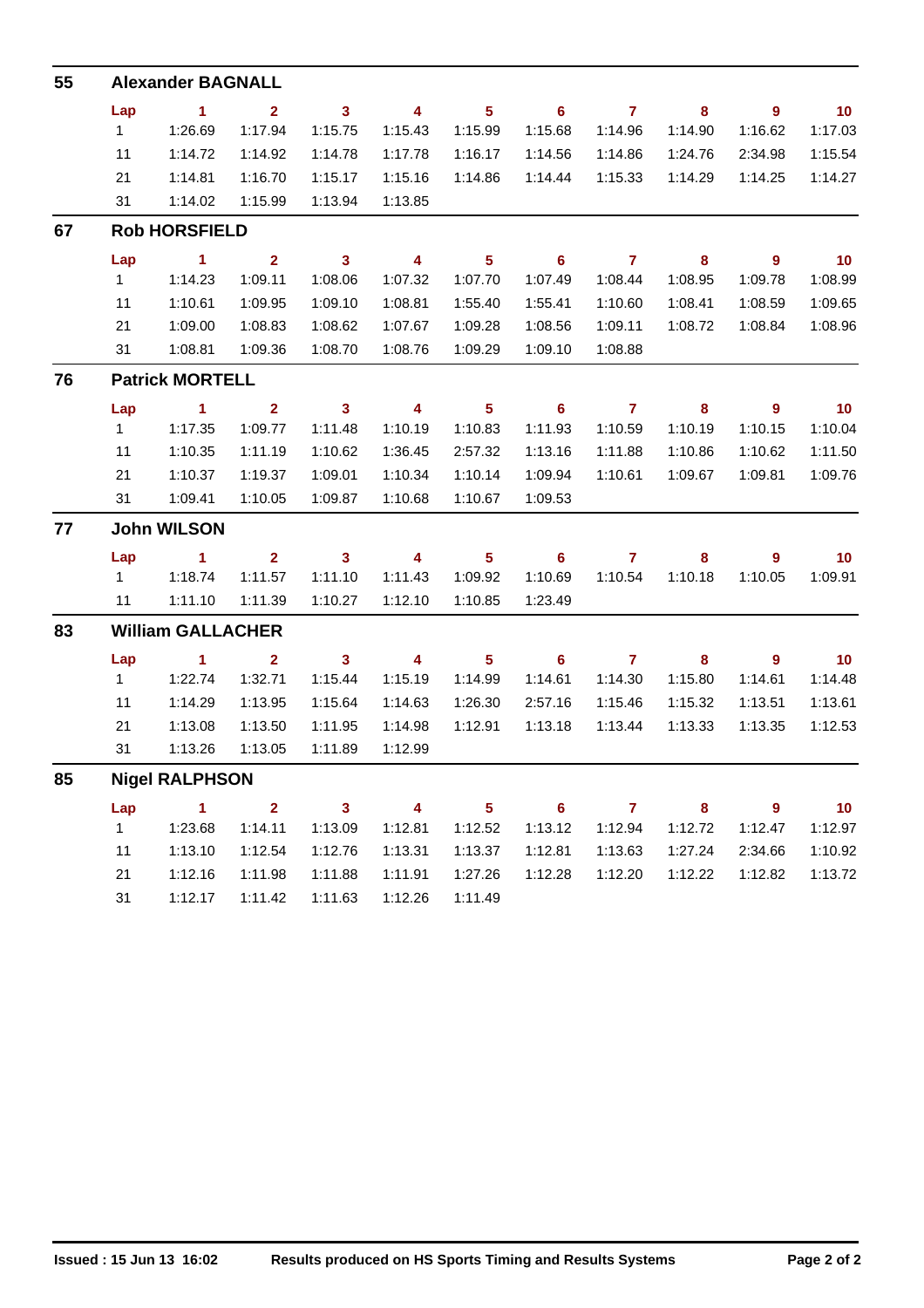## 55 Alexander BAGNALL

| Lap | 1 | 2 | 3 | 4 | 5 | 6 | 7 | 8 | 9 | 10 |
|---|---|---|---|---|---|---|---|---|---|---|
| 1 | 1:26.69 | 1:17.94 | 1:15.75 | 1:15.43 | 1:15.99 | 1:15.68 | 1:14.96 | 1:14.90 | 1:16.62 | 1:17.03 |
| 11 | 1:14.72 | 1:14.92 | 1:14.78 | 1:17.78 | 1:16.17 | 1:14.56 | 1:14.86 | 1:24.76 | 2:34.98 | 1:15.54 |
| 21 | 1:14.81 | 1:16.70 | 1:15.17 | 1:15.16 | 1:14.86 | 1:14.44 | 1:15.33 | 1:14.29 | 1:14.25 | 1:14.27 |
| 31 | 1:14.02 | 1:15.99 | 1:13.94 | 1:13.85 | | | | | | |

## 67 Rob HORSFIELD

| Lap | 1 | 2 | 3 | 4 | 5 | 6 | 7 | 8 | 9 | 10 |
|---|---|---|---|---|---|---|---|---|---|---|
| 1 | 1:14.23 | 1:09.11 | 1:08.06 | 1:07.32 | 1:07.70 | 1:07.49 | 1:08.44 | 1:08.95 | 1:09.78 | 1:08.99 |
| 11 | 1:10.61 | 1:09.95 | 1:09.10 | 1:08.81 | 1:55.40 | 1:55.41 | 1:10.60 | 1:08.41 | 1:08.59 | 1:09.65 |
| 21 | 1:09.00 | 1:08.83 | 1:08.62 | 1:07.67 | 1:09.28 | 1:08.56 | 1:09.11 | 1:08.72 | 1:08.84 | 1:08.96 |
| 31 | 1:08.81 | 1:09.36 | 1:08.70 | 1:08.76 | 1:09.29 | 1:09.10 | 1:08.88 | | | |

## 76 Patrick MORTELL

| Lap | 1 | 2 | 3 | 4 | 5 | 6 | 7 | 8 | 9 | 10 |
|---|---|---|---|---|---|---|---|---|---|---|
| 1 | 1:17.35 | 1:09.77 | 1:11.48 | 1:10.19 | 1:10.83 | 1:11.93 | 1:10.59 | 1:10.19 | 1:10.15 | 1:10.04 |
| 11 | 1:10.35 | 1:11.19 | 1:10.62 | 1:36.45 | 2:57.32 | 1:13.16 | 1:11.88 | 1:10.86 | 1:10.62 | 1:11.50 |
| 21 | 1:10.37 | 1:19.37 | 1:09.01 | 1:10.34 | 1:10.14 | 1:09.94 | 1:10.61 | 1:09.67 | 1:09.81 | 1:09.76 |
| 31 | 1:09.41 | 1:10.05 | 1:09.87 | 1:10.68 | 1:10.67 | 1:09.53 | | | | |

## 77 John WILSON

| Lap | 1 | 2 | 3 | 4 | 5 | 6 | 7 | 8 | 9 | 10 |
|---|---|---|---|---|---|---|---|---|---|---|
| 1 | 1:18.74 | 1:11.57 | 1:11.10 | 1:11.43 | 1:09.92 | 1:10.69 | 1:10.54 | 1:10.18 | 1:10.05 | 1:09.91 |
| 11 | 1:11.10 | 1:11.39 | 1:10.27 | 1:12.10 | 1:10.85 | 1:23.49 | | | | |

## 83 William GALLACHER

| Lap | 1 | 2 | 3 | 4 | 5 | 6 | 7 | 8 | 9 | 10 |
|---|---|---|---|---|---|---|---|---|---|---|
| 1 | 1:22.74 | 1:32.71 | 1:15.44 | 1:15.19 | 1:14.99 | 1:14.61 | 1:14.30 | 1:15.80 | 1:14.61 | 1:14.48 |
| 11 | 1:14.29 | 1:13.95 | 1:15.64 | 1:14.63 | 1:26.30 | 2:57.16 | 1:15.46 | 1:15.32 | 1:13.51 | 1:13.61 |
| 21 | 1:13.08 | 1:13.50 | 1:11.95 | 1:14.98 | 1:12.91 | 1:13.18 | 1:13.44 | 1:13.33 | 1:13.35 | 1:12.53 |
| 31 | 1:13.26 | 1:13.05 | 1:11.89 | 1:12.99 | | | | | | |

## 85 Nigel RALPHSON

| Lap | 1 | 2 | 3 | 4 | 5 | 6 | 7 | 8 | 9 | 10 |
|---|---|---|---|---|---|---|---|---|---|---|
| 1 | 1:23.68 | 1:14.11 | 1:13.09 | 1:12.81 | 1:12.52 | 1:13.12 | 1:12.94 | 1:12.72 | 1:12.47 | 1:12.97 |
| 11 | 1:13.10 | 1:12.54 | 1:12.76 | 1:13.31 | 1:13.37 | 1:12.81 | 1:13.63 | 1:27.24 | 2:34.66 | 1:10.92 |
| 21 | 1:12.16 | 1:11.98 | 1:11.88 | 1:11.91 | 1:27.26 | 1:12.28 | 1:12.20 | 1:12.22 | 1:12.82 | 1:13.72 |
| 31 | 1:12.17 | 1:11.42 | 1:11.63 | 1:12.26 | 1:11.49 | | | | | |

**Issued : 15 Jun 13 16:02** **Results produced on HS Sports Timing and Results Systems**